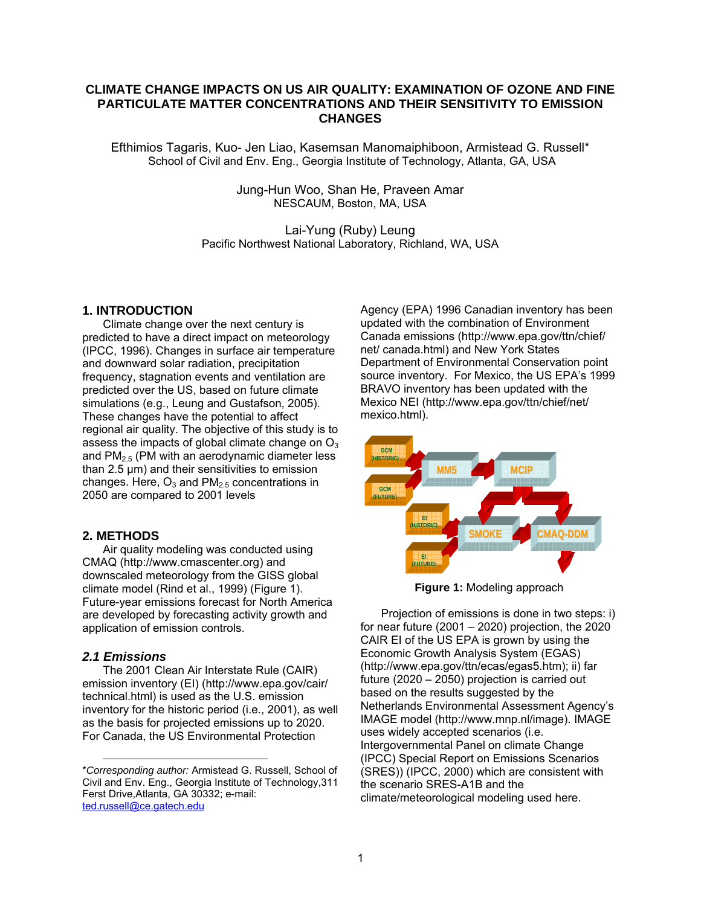# CLIMATE CHANGE IMPACTS ON US AIR QUALITY: EXAMINATION OF OZONE AND FINE PARTICULATE MATTER CONCENTRATIONS AND THEIR SENSITIVITY TO EMISSION CHANGES

Efthimios Tagaris, Kuo- Jen Liao, Kasemsan Manomaiphiboon, Armistead G. Russell*
School of Civil and Env. Eng., Georgia Institute of Technology, Atlanta, GA, USA

Jung-Hun Woo, Shan He, Praveen Amar
NESCAUM, Boston, MA, USA

Lai-Yung (Ruby) Leung
Pacific Northwest National Laboratory, Richland, WA, USA

## 1. INTRODUCTION

Climate change over the next century is predicted to have a direct impact on meteorology (IPCC, 1996). Changes in surface air temperature and downward solar radiation, precipitation frequency, stagnation events and ventilation are predicted over the US, based on future climate simulations (e.g., Leung and Gustafson, 2005). These changes have the potential to affect regional air quality. The objective of this study is to assess the impacts of global climate change on $O_3$ and $PM_{2.5}$ (PM with an aerodynamic diameter less than 2.5 μm) and their sensitivities to emission changes. Here, $O_3$ and $PM_{2.5}$ concentrations in 2050 are compared to 2001 levels

## 2. METHODS

Air quality modeling was conducted using CMAQ (http://www.cmascenter.org) and downscaled meteorology from the GISS global climate model (Rind et al., 1999) (Figure 1). Future-year emissions forecast for North America are developed by forecasting activity growth and application of emission controls.

### *2.1 Emissions*

The 2001 Clean Air Interstate Rule (CAIR) emission inventory (EI) (http://www.epa.gov/cair/technical.html) is used as the U.S. emission inventory for the historic period (i.e., 2001), as well as the basis for projected emissions up to 2020. For Canada, the US Environmental Protection Agency (EPA) 1996 Canadian inventory has been updated with the combination of Environment Canada emissions (http://www.epa.gov/ttn/chief/net/ canada.html) and New York States Department of Environmental Conservation point source inventory. For Mexico, the US EPA's 1999 BRAVO inventory has been updated with the Mexico NEI (http://www.epa.gov/ttn/chief/net/mexico.html).

GCM (HISTORIC)
GCM (FUTURE)
MM5
MCIP
EI (HISTORIC)
EI (FUTURE)
SMOKE
CMAQ-DDM

**Figure 1:** Modeling approach

Projection of emissions is done in two steps: i) for near future (2001 – 2020) projection, the 2020 CAIR EI of the US EPA is grown by using the Economic Growth Analysis System (EGAS) (http://www.epa.gov/ttn/ecas/egas5.htm); ii) far future (2020 – 2050) projection is carried out based on the results suggested by the Netherlands Environmental Assessment Agency's IMAGE model (http://www.mnp.nl/image). IMAGE uses widely accepted scenarios (i.e. Intergovernmental Panel on climate Change (IPCC) Special Report on Emissions Scenarios (SRES)) (IPCC, 2000) which are consistent with the scenario SRES-A1B and the climate/meteorological modeling used here.

---

**Corresponding author:* Armistead G. Russell, School of Civil and Env. Eng., Georgia Institute of Technology,311 Ferst Drive,Atlanta, GA 30332; e-mail: ted.russell@ce.gatech.edu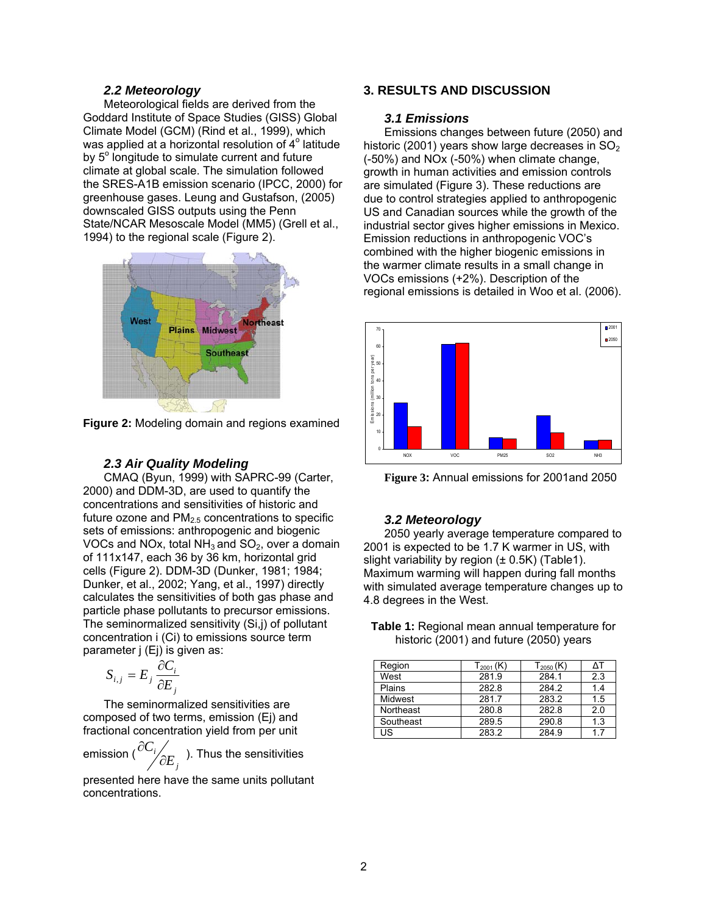### 2.2 Meteorology

Meteorological fields are derived from the Goddard Institute of Space Studies (GISS) Global Climate Model (GCM) (Rind et al., 1999), which was applied at a horizontal resolution of 4° latitude by 5° longitude to simulate current and future climate at global scale. The simulation followed the SRES-A1B emission scenario (IPCC, 2000) for greenhouse gases. Leung and Gustafson, (2005) downscaled GISS outputs using the Penn State/NCAR Mesoscale Model (MM5) (Grell et al., 1994) to the regional scale (Figure 2).

West
Plains
Midwest
Northeast
Southeast

**Figure 2:** Modeling domain and regions examined

### 2.3 Air Quality Modeling

CMAQ (Byun, 1999) with SAPRC-99 (Carter, 2000) and DDM-3D, are used to quantify the concentrations and sensitivities of historic and future ozone and $PM_{2.5}$ concentrations to specific sets of emissions: anthropogenic and biogenic VOCs and NOx, total $NH_3$ and $SO_2$, over a domain of 111x147, each 36 by 36 km, horizontal grid cells (Figure 2). DDM-3D (Dunker, 1981; 1984; Dunker, et al., 2002; Yang, et al., 1997) directly calculates the sensitivities of both gas phase and particle phase pollutants to precursor emissions. The seminormalized sensitivity (Si,j) of pollutant concentration i (Ci) to emissions source term parameter j (Ej) is given as:

$$S_{i,j} = E_j \frac{\partial C_i}{\partial E_j}$$

The seminormalized sensitivities are composed of two terms, emission (Ej) and fractional concentration yield from per unit emission ($\partial C_i / \partial E_j$). Thus the sensitivities presented here have the same units pollutant concentrations.

## 3. RESULTS AND DISCUSSION

### 3.1 Emissions

Emissions changes between future (2050) and historic (2001) years show large decreases in $SO_2$ (-50%) and NOx (-50%) when climate change, growth in human activities and emission controls are simulated (Figure 3). These reductions are due to control strategies applied to anthropogenic US and Canadian sources while the growth of the industrial sector gives higher emissions in Mexico. Emission reductions in anthropogenic VOC's combined with the higher biogenic emissions in the warmer climate results in a small change in VOCs emissions (+2%). Description of the regional emissions is detailed in Woo et al. (2006).

Emissions (million tons per year)
0
10
20
30
40
50
60
70
NOX
VOC
PM25
SO2
NH3
2001
2050

**Figure 3:** Annual emissions for 2001and 2050

### 3.2 Meteorology

2050 yearly average temperature compared to 2001 is expected to be 1.7 K warmer in US, with slight variability by region (± 0.5K) (Table1). Maximum warming will happen during fall months with simulated average temperature changes up to 4.8 degrees in the West.

**Table 1:** Regional mean annual temperature for historic (2001) and future (2050) years

| Region | $T_{2001}$ (K) | $T_{2050}$ (K) | ΔT |
|---|---|---|---|
| West | 281.9 | 284.1 | 2.3 |
| Plains | 282.8 | 284.2 | 1.4 |
| Midwest | 281.7 | 283.2 | 1.5 |
| Northeast | 280.8 | 282.8 | 2.0 |
| Southeast | 289.5 | 290.8 | 1.3 |
| US | 283.2 | 284.9 | 1.7 |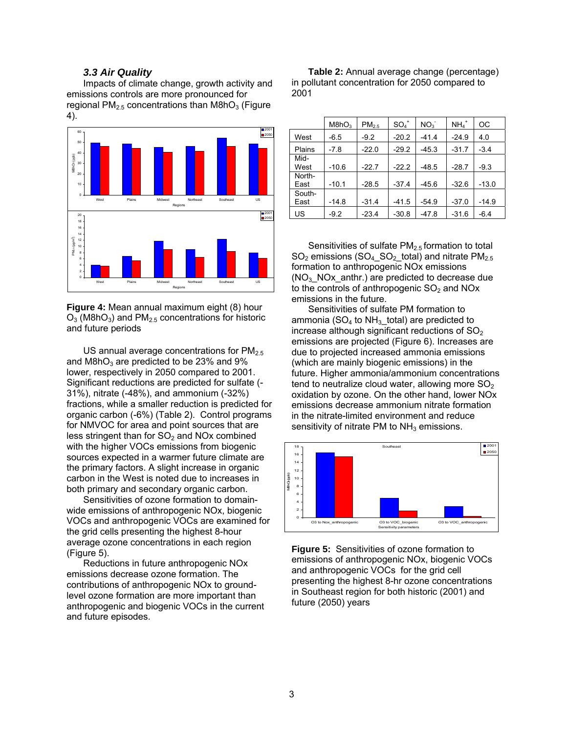### *3.3 Air Quality*

Impacts of climate change, growth activity and emissions controls are more pronounced for regional $PM_{2.5}$ concentrations than $M8hO_3$ (Figure 4).

60
50
40
30
20
10
0
M8hO3 (ppb)
West Plains Midwest Northeast Southeast US
Regions
2001
2050

20
18
16
14
12
10
8
6
4
2
0
PM2.5 (ug/m3)
West Plains Midwest Northeast Southeast US
Regions
2001
2050

**Figure 4:** Mean annual maximum eight (8) hour $O_3$ ($M8hO_3$) and $PM_{2.5}$ concentrations for historic and future periods

US annual average concentrations for $PM_{2.5}$ and $M8hO_3$ are predicted to be 23% and 9% lower, respectively in 2050 compared to 2001. Significant reductions are predicted for sulfate (-31%), nitrate (-48%), and ammonium (-32%) fractions, while a smaller reduction is predicted for organic carbon (-6%) (Table 2). Control programs for NMVOC for area and point sources that are less stringent than for $SO_2$ and NOx combined with the higher VOCs emissions from biogenic sources expected in a warmer future climate are the primary factors. A slight increase in organic carbon in the West is noted due to increases in both primary and secondary organic carbon.

Sensitivities of ozone formation to domain-wide emissions of anthropogenic NOx, biogenic VOCs and anthropogenic VOCs are examined for the grid cells presenting the highest 8-hour average ozone concentrations in each region (Figure 5).

Reductions in future anthropogenic NOx emissions decrease ozone formation. The contributions of anthropogenic NOx to ground-level ozone formation are more important than anthropogenic and biogenic VOCs in the current and future episodes.

**Table 2:** Annual average change (percentage) in pollutant concentration for 2050 compared to 2001

| | $M8hO_3$ | $PM_{2.5}$ | $SO_4^+$ | $NO_3^-$ | $NH_4^+$ | OC |
|---|---|---|---|---|---|---|
| West | -6.5 | -9.2 | -20.2 | -41.4 | -24.9 | 4.0 |
| Plains | -7.8 | -22.0 | -29.2 | -45.3 | -31.7 | -3.4 |
| Mid-West | -10.6 | -22.7 | -22.2 | -48.5 | -28.7 | -9.3 |
| North-East | -10.1 | -28.5 | -37.4 | -45.6 | -32.6 | -13.0 |
| South-East | -14.8 | -31.4 | -41.5 | -54.9 | -37.0 | -14.9 |
| US | -9.2 | -23.4 | -30.8 | -47.8 | -31.6 | -6.4 |

Sensitivities of sulfate $PM_{2.5}$ formation to total $SO_2$ emissions ($SO_4$_$SO_2$_total) and nitrate $PM_{2.5}$ formation to anthropogenic NOx emissions ($NO_3$_NOx_anthr.) are predicted to decrease due to the controls of anthropogenic $SO_2$ and NOx emissions in the future.

Sensitivities of sulfate PM formation to ammonia ($SO_4$ to $NH_3$_total) are predicted to increase although significant reductions of $SO_2$ emissions are projected (Figure 6). Increases are due to projected increased ammonia emissions (which are mainly biogenic emissions) in the future. Higher ammonia/ammonium concentrations tend to neutralize cloud water, allowing more $SO_2$ oxidation by ozone. On the other hand, lower NOx emissions decrease ammonium nitrate formation in the nitrate-limited environment and reduce sensitivity of nitrate PM to $NH_3$ emissions.

Southeast
18
16
14
12
10
8
6
4
2
0
M8hO3 (ppb)
O3 to Nox_anthropogenic O3 to VOC_biogenic O3 to VOC_anthropogenic
Sensitivity parameters
2001
2050

**Figure 5:** Sensitivities of ozone formation to emissions of anthropogenic NOx, biogenic VOCs and anthropogenic VOCs for the grid cell presenting the highest 8-hr ozone concentrations in Southeast region for both historic (2001) and future (2050) years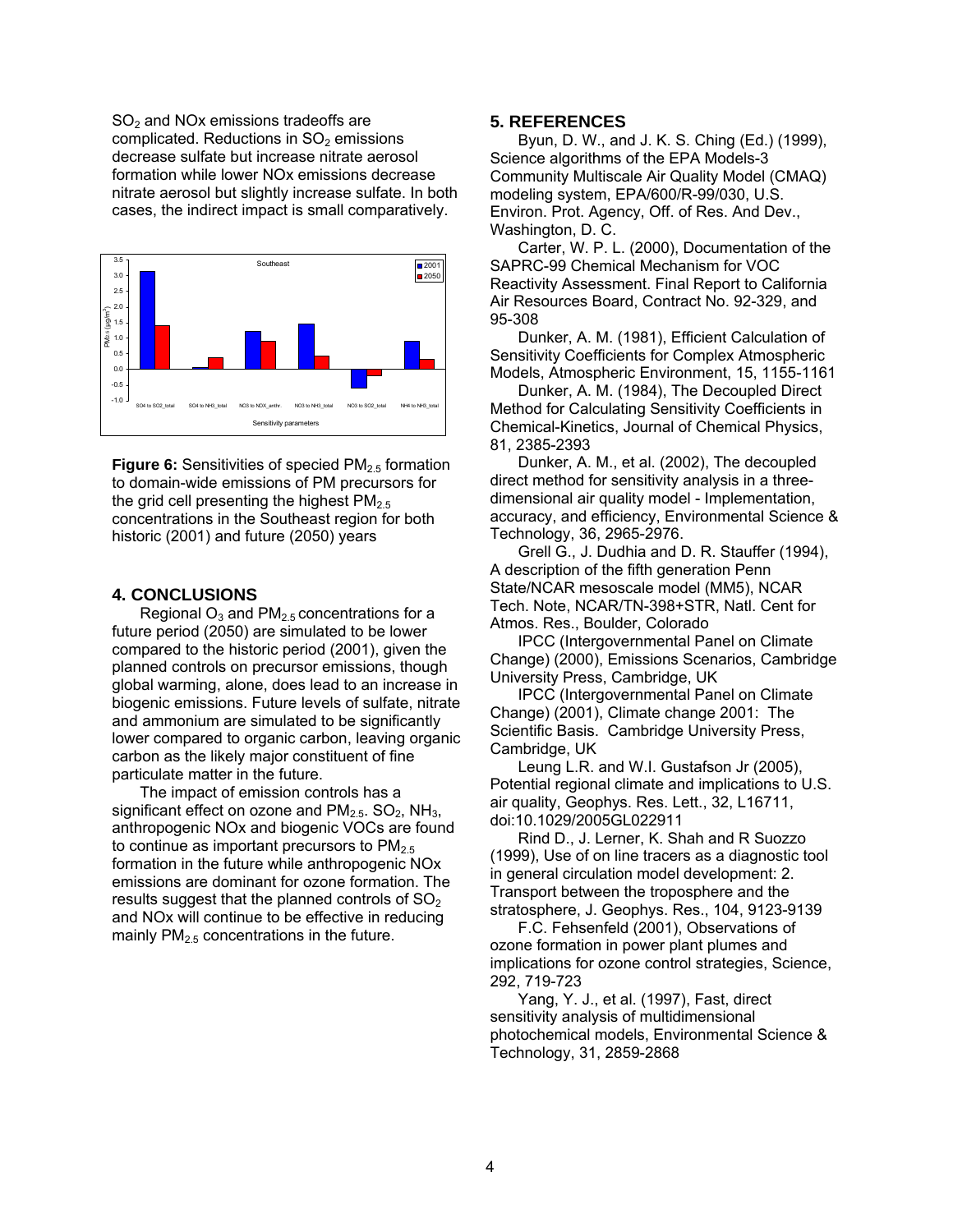$SO_2$ and NOx emissions tradeoffs are complicated. Reductions in $SO_2$ emissions decrease sulfate but increase nitrate aerosol formation while lower NOx emissions decrease nitrate aerosol but slightly increase sulfate. In both cases, the indirect impact is small comparatively.

Southeast

2001
2050

$PM_{2.5}$ (μg/m$^3$)

3.5
3.0
2.5
2.0
1.5
1.0
0.5
0.0
-0.5
-1.0

SO4 to SO2_total
SO4 to NH3_total
NO3 to NOX_anthr.
NO3 to NH3_total
NO3 to SO2_total
NH4 to NH3_total

Sensitivity parameters

**Figure 6:** Sensitivities of speciated $PM_{2.5}$ formation to domain-wide emissions of PM precursors for the grid cell presenting the highest $PM_{2.5}$ concentrations in the Southeast region for both historic (2001) and future (2050) years

## 4. CONCLUSIONS

Regional $O_3$ and $PM_{2.5}$ concentrations for a future period (2050) are simulated to be lower compared to the historic period (2001), given the planned controls on precursor emissions, though global warming, alone, does lead to an increase in biogenic emissions. Future levels of sulfate, nitrate and ammonium are simulated to be significantly lower compared to organic carbon, leaving organic carbon as the likely major constituent of fine particulate matter in the future.

The impact of emission controls has a significant effect on ozone and $PM_{2.5}$. $SO_2$, $NH_3$, anthropogenic NOx and biogenic VOCs are found to continue as important precursors to $PM_{2.5}$ formation in the future while anthropogenic NOx emissions are dominant for ozone formation. The results suggest that the planned controls of $SO_2$ and NOx will continue to be effective in reducing mainly $PM_{2.5}$ concentrations in the future.

## 5. REFERENCES

Byun, D. W., and J. K. S. Ching (Ed.) (1999), Science algorithms of the EPA Models-3 Community Multiscale Air Quality Model (CMAQ) modeling system, EPA/600/R-99/030, U.S. Environ. Prot. Agency, Off. of Res. And Dev., Washington, D. C.

Carter, W. P. L. (2000), Documentation of the SAPRC-99 Chemical Mechanism for VOC Reactivity Assessment. Final Report to California Air Resources Board, Contract No. 92-329, and 95-308

Dunker, A. M. (1981), Efficient Calculation of Sensitivity Coefficients for Complex Atmospheric Models, Atmospheric Environment, 15, 1155-1161

Dunker, A. M. (1984), The Decoupled Direct Method for Calculating Sensitivity Coefficients in Chemical-Kinetics, Journal of Chemical Physics, 81, 2385-2393

Dunker, A. M., et al. (2002), The decoupled direct method for sensitivity analysis in a three-dimensional air quality model - Implementation, accuracy, and efficiency, Environmental Science & Technology, 36, 2965-2976.

Grell G., J. Dudhia and D. R. Stauffer (1994), A description of the fifth generation Penn State/NCAR mesoscale model (MM5), NCAR Tech. Note, NCAR/TN-398+STR, Natl. Cent for Atmos. Res., Boulder, Colorado

IPCC (Intergovernmental Panel on Climate Change) (2000), Emissions Scenarios, Cambridge University Press, Cambridge, UK

IPCC (Intergovernmental Panel on Climate Change) (2001), Climate change 2001: The Scientific Basis. Cambridge University Press, Cambridge, UK

Leung L.R. and W.I. Gustafson Jr (2005), Potential regional climate and implications to U.S. air quality, Geophys. Res. Lett., 32, L16711, doi:10.1029/2005GL022911

Rind D., J. Lerner, K. Shah and R Suozzo (1999), Use of on line tracers as a diagnostic tool in general circulation model development: 2. Transport between the troposphere and the stratosphere, J. Geophys. Res., 104, 9123-9139

F.C. Fehsenfeld (2001), Observations of ozone formation in power plant plumes and implications for ozone control strategies, Science, 292, 719-723

Yang, Y. J., et al. (1997), Fast, direct sensitivity analysis of multidimensional photochemical models, Environmental Science & Technology, 31, 2859-2868